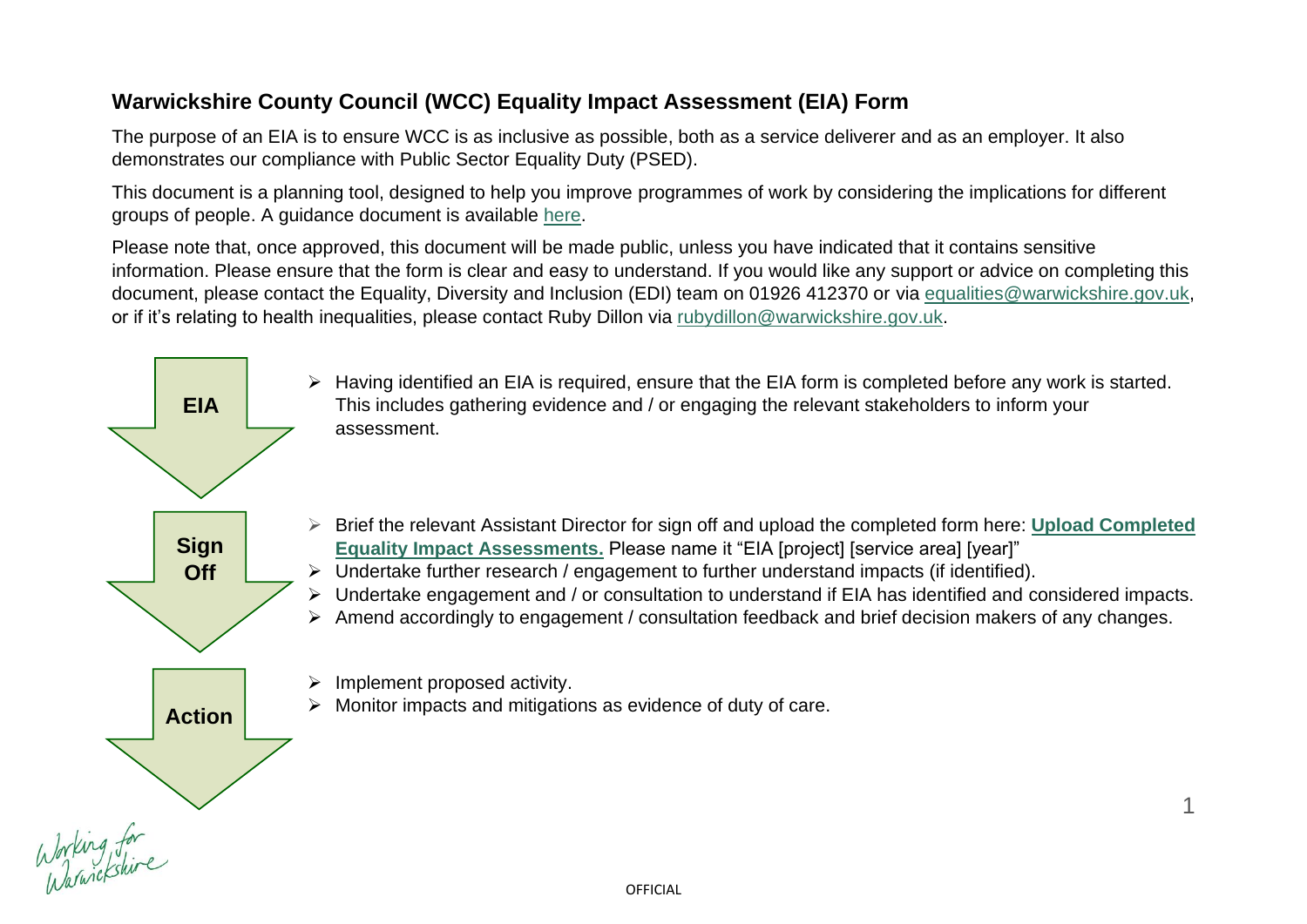# Warwickshire County Council (WCC) Equality Impact Assessment (EIA) Form

The purpose of an EIA is to ensure WCC is as inclusive as possible, both as a service deliverer and as an employer. It also demonstrates our compliance with Public Sector Equality Duty (PSED).

This document is a planning tool, designed to help you improve programmes of work by considering the implications for different groups of people. A guidance document is available here.

Please note that, once approved, this document will be made public, unless you have indicated that it contains sensitive information. Please ensure that the form is clear and easy to understand. If you would like any support or advice on completing this document, please contact the Equality, Diversity and Inclusion (EDI) team on 01926 412370 or via equalities@warwickshire.gov.uk, or if it's relating to health inequalities, please contact Ruby Dillon via rubydillon@warwickshire.gov.uk.

**EIA**

- Having identified an EIA is required, ensure that the EIA form is completed before any work is started. This includes gathering evidence and / or engaging the relevant stakeholders to inform your assessment.

**Sign Off**

- Brief the relevant Assistant Director for sign off and upload the completed form here: **Upload Completed Equality Impact Assessments.** Please name it "EIA [project] [service area] [year]"
- Undertake further research / engagement to further understand impacts (if identified).
- Undertake engagement and / or consultation to understand if EIA has identified and considered impacts.
- Amend accordingly to engagement / consultation feedback and brief decision makers of any changes.

**Action**

- Implement proposed activity.
- Monitor impacts and mitigations as evidence of duty of care.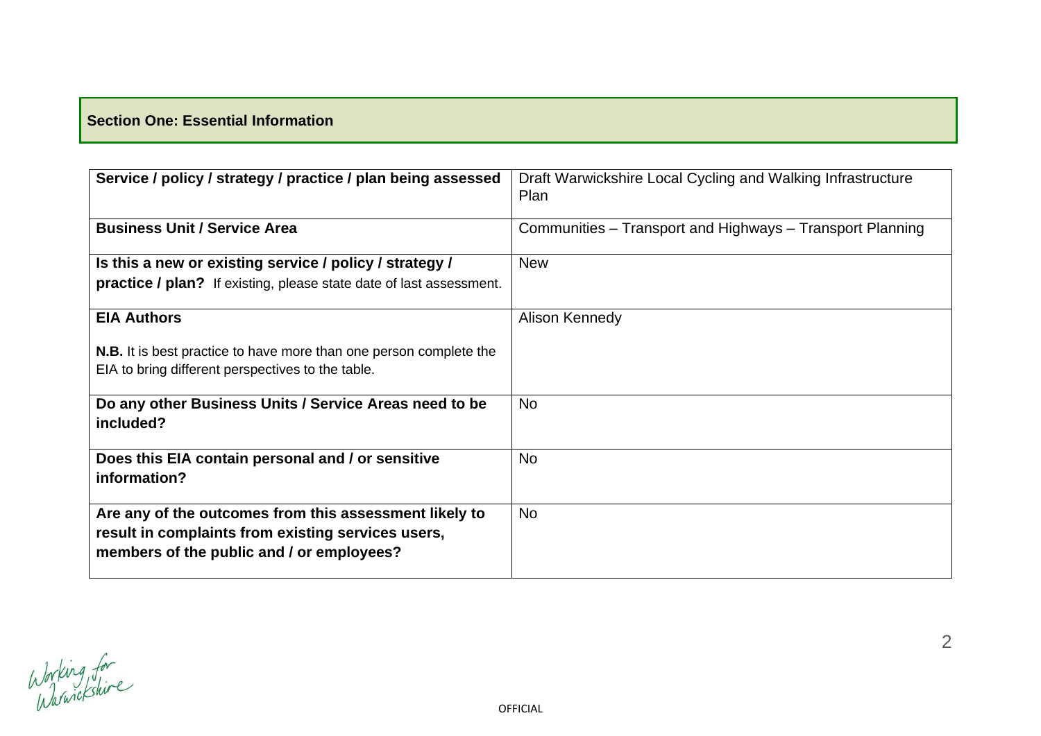## Section One: Essential Information

| | |
|---|---|
| **Service / policy / strategy / practice / plan being assessed** | Draft Warwickshire Local Cycling and Walking Infrastructure Plan |
| **Business Unit / Service Area** | Communities – Transport and Highways – Transport Planning |
| **Is this a new or existing service / policy / strategy / practice / plan?** If existing, please state date of last assessment. | New |
| **EIA Authors**<br><br>**N.B.** It is best practice to have more than one person complete the EIA to bring different perspectives to the table. | Alison Kennedy |
| **Do any other Business Units / Service Areas need to be included?** | No |
| **Does this EIA contain personal and / or sensitive information?** | No |
| **Are any of the outcomes from this assessment likely to result in complaints from existing services users, members of the public and / or employees?** | No |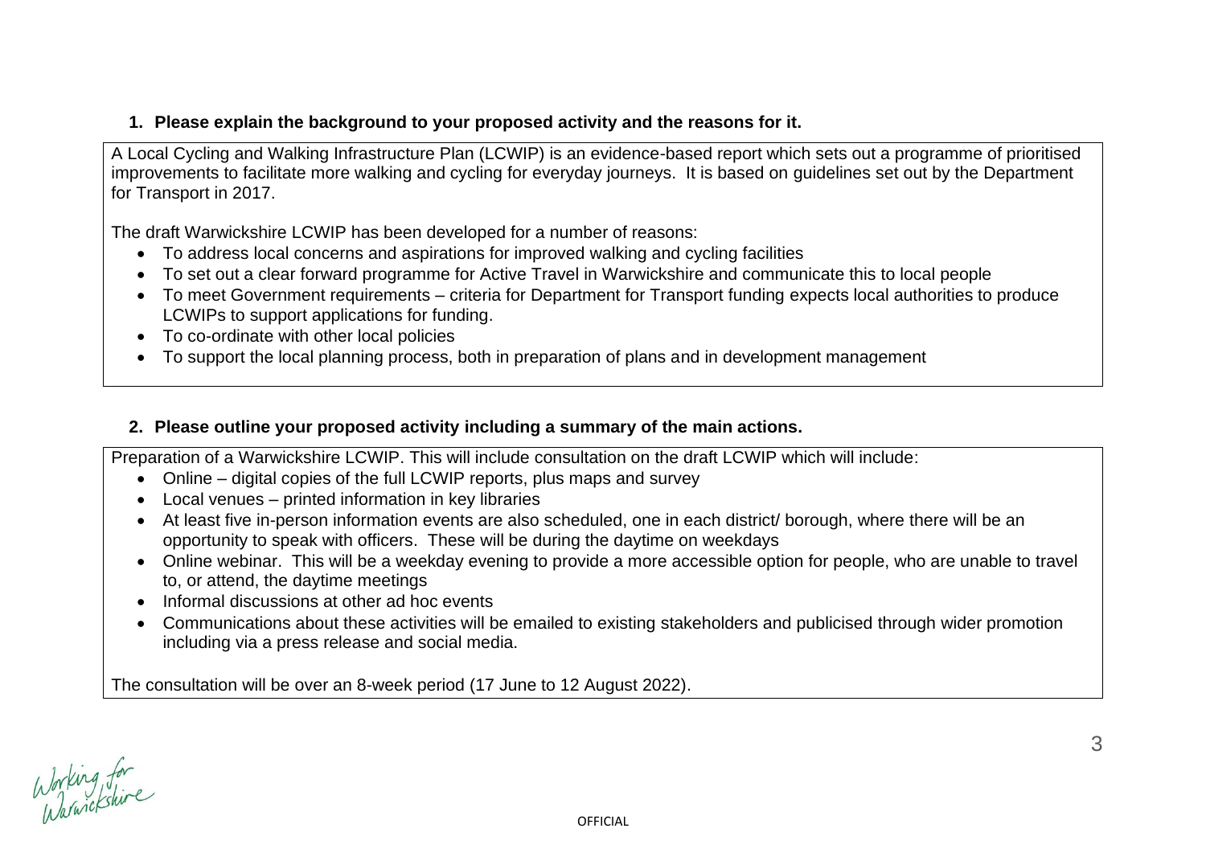**1. Please explain the background to your proposed activity and the reasons for it.**

A Local Cycling and Walking Infrastructure Plan (LCWIP) is an evidence-based report which sets out a programme of prioritised improvements to facilitate more walking and cycling for everyday journeys. It is based on guidelines set out by the Department for Transport in 2017.

The draft Warwickshire LCWIP has been developed for a number of reasons:

- To address local concerns and aspirations for improved walking and cycling facilities
- To set out a clear forward programme for Active Travel in Warwickshire and communicate this to local people
- To meet Government requirements – criteria for Department for Transport funding expects local authorities to produce LCWIPs to support applications for funding.
- To co-ordinate with other local policies
- To support the local planning process, both in preparation of plans and in development management

**2. Please outline your proposed activity including a summary of the main actions.**

Preparation of a Warwickshire LCWIP. This will include consultation on the draft LCWIP which will include:

- Online – digital copies of the full LCWIP reports, plus maps and survey
- Local venues – printed information in key libraries
- At least five in-person information events are also scheduled, one in each district/ borough, where there will be an opportunity to speak with officers. These will be during the daytime on weekdays
- Online webinar. This will be a weekday evening to provide a more accessible option for people, who are unable to travel to, or attend, the daytime meetings
- Informal discussions at other ad hoc events
- Communications about these activities will be emailed to existing stakeholders and publicised through wider promotion including via a press release and social media.

The consultation will be over an 8-week period (17 June to 12 August 2022).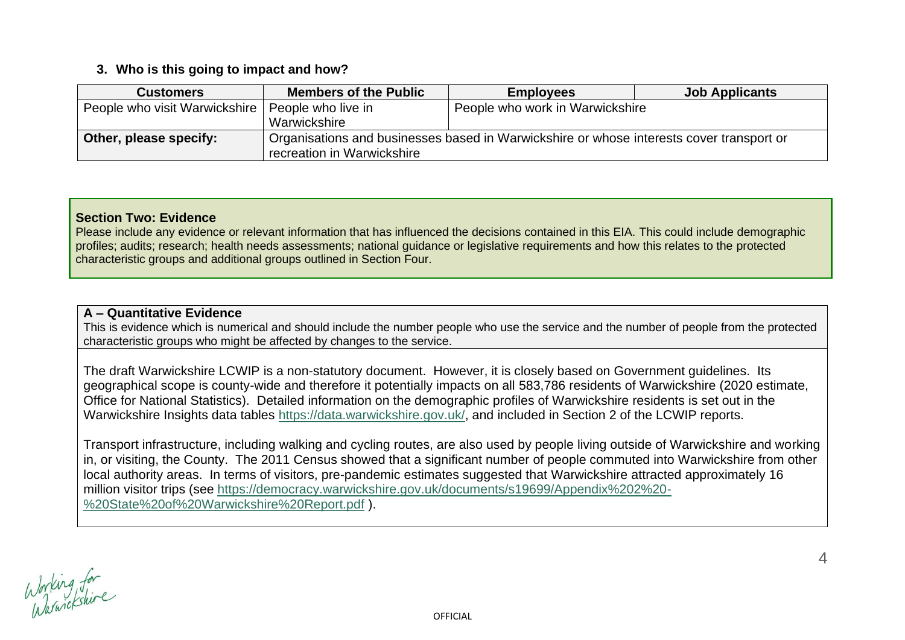### 3. Who is this going to impact and how?

| Customers | Members of the Public | Employees | Job Applicants |
|---|---|---|---|
| People who visit Warwickshire | People who live in Warwickshire | People who work in Warwickshire | |
| **Other, please specify:** | Organisations and businesses based in Warwickshire or whose interests cover transport or recreation in Warwickshire | | |

**Section Two: Evidence**

Please include any evidence or relevant information that has influenced the decisions contained in this EIA. This could include demographic profiles; audits; research; health needs assessments; national guidance or legislative requirements and how this relates to the protected characteristic groups and additional groups outlined in Section Four.

**A – Quantitative Evidence**

This is evidence which is numerical and should include the number people who use the service and the number of people from the protected characteristic groups who might be affected by changes to the service.

The draft Warwickshire LCWIP is a non-statutory document. However, it is closely based on Government guidelines. Its geographical scope is county-wide and therefore it potentially impacts on all 583,786 residents of Warwickshire (2020 estimate, Office for National Statistics). Detailed information on the demographic profiles of Warwickshire residents is set out in the Warwickshire Insights data tables https://data.warwickshire.gov.uk/, and included in Section 2 of the LCWIP reports.

Transport infrastructure, including walking and cycling routes, are also used by people living outside of Warwickshire and working in, or visiting, the County. The 2011 Census showed that a significant number of people commuted into Warwickshire from other local authority areas. In terms of visitors, pre-pandemic estimates suggested that Warwickshire attracted approximately 16 million visitor trips (see https://democracy.warwickshire.gov.uk/documents/s19699/Appendix%202%20-%20State%20of%20Warwickshire%20Report.pdf ).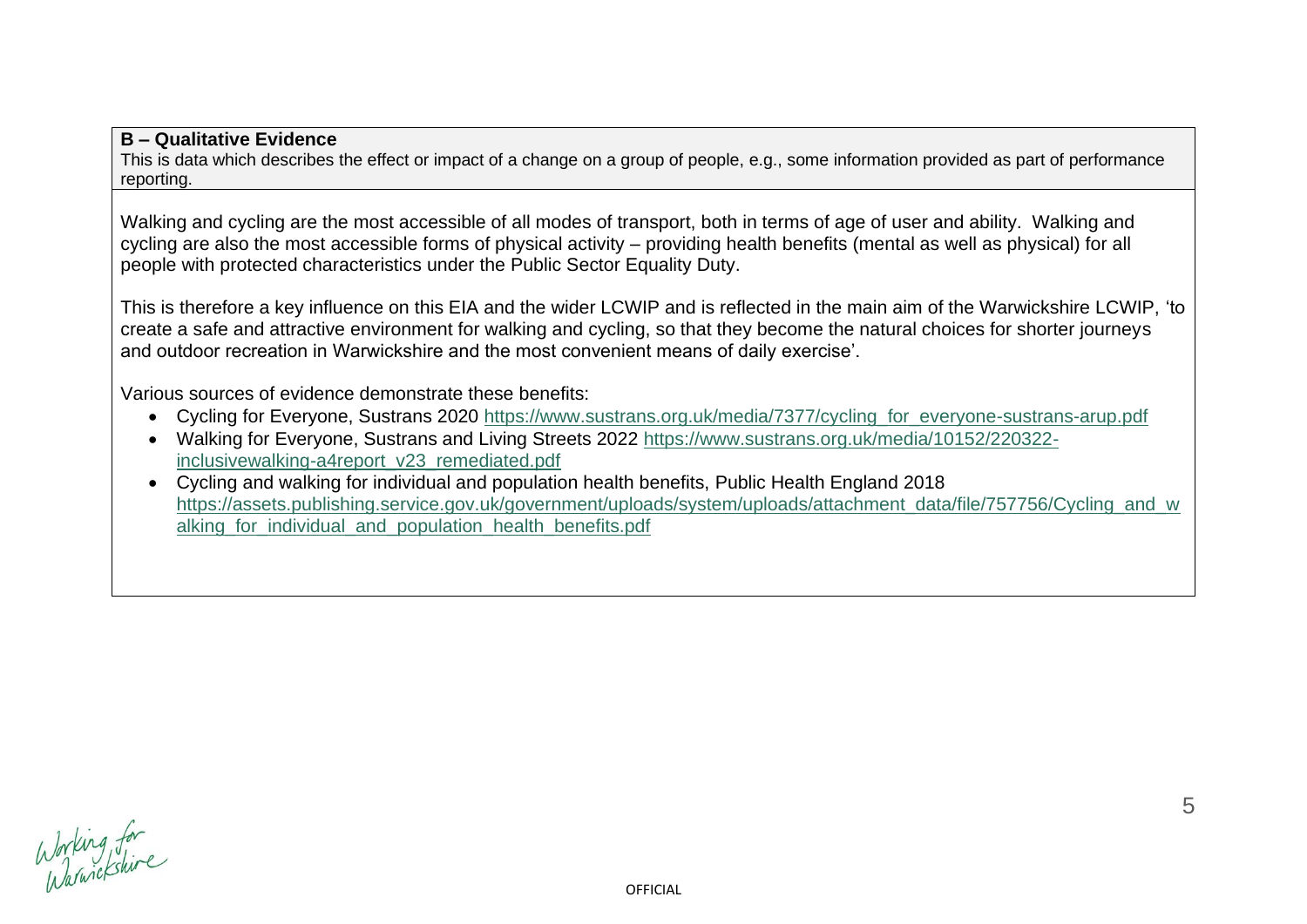**B – Qualitative Evidence**

This is data which describes the effect or impact of a change on a group of people, e.g., some information provided as part of performance reporting.

Walking and cycling are the most accessible of all modes of transport, both in terms of age of user and ability. Walking and cycling are also the most accessible forms of physical activity – providing health benefits (mental as well as physical) for all people with protected characteristics under the Public Sector Equality Duty.

This is therefore a key influence on this EIA and the wider LCWIP and is reflected in the main aim of the Warwickshire LCWIP, 'to create a safe and attractive environment for walking and cycling, so that they become the natural choices for shorter journeys and outdoor recreation in Warwickshire and the most convenient means of daily exercise'.

Various sources of evidence demonstrate these benefits:

- Cycling for Everyone, Sustrans 2020 https://www.sustrans.org.uk/media/7377/cycling_for_everyone-sustrans-arup.pdf
- Walking for Everyone, Sustrans and Living Streets 2022 https://www.sustrans.org.uk/media/10152/220322-inclusivewalking-a4report_v23_remediated.pdf
- Cycling and walking for individual and population health benefits, Public Health England 2018 https://assets.publishing.service.gov.uk/government/uploads/system/uploads/attachment_data/file/757756/Cycling_and_walking_for_individual_and_population_health_benefits.pdf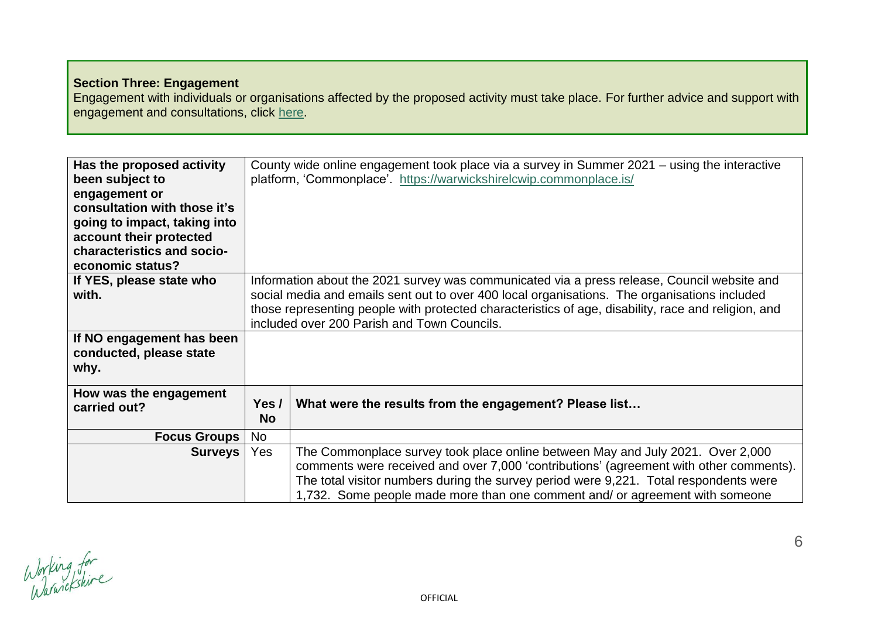**Section Three: Engagement**
Engagement with individuals or organisations affected by the proposed activity must take place. For further advice and support with engagement and consultations, click here.

| **Has the proposed activity been subject to engagement or consultation with those it's going to impact, taking into account their protected characteristics and socio-economic status?** | County wide online engagement took place via a survey in Summer 2021 – using the interactive platform, 'Commonplace'. https://warwickshirelcwip.commonplace.is/ | |
|---|---|---|
| **If YES, please state who with.** | Information about the 2021 survey was communicated via a press release, Council website and social media and emails sent out to over 400 local organisations. The organisations included those representing people with protected characteristics of age, disability, race and religion, and included over 200 Parish and Town Councils. | |
| **If NO engagement has been conducted, please state why.** | | |
| **How was the engagement carried out?** | **Yes / No** | **What were the results from the engagement? Please list…** |
| **Focus Groups** | No | |
| **Surveys** | Yes | The Commonplace survey took place online between May and July 2021. Over 2,000 comments were received and over 7,000 'contributions' (agreement with other comments). The total visitor numbers during the survey period were 9,221. Total respondents were 1,732. Some people made more than one comment and/ or agreement with someone |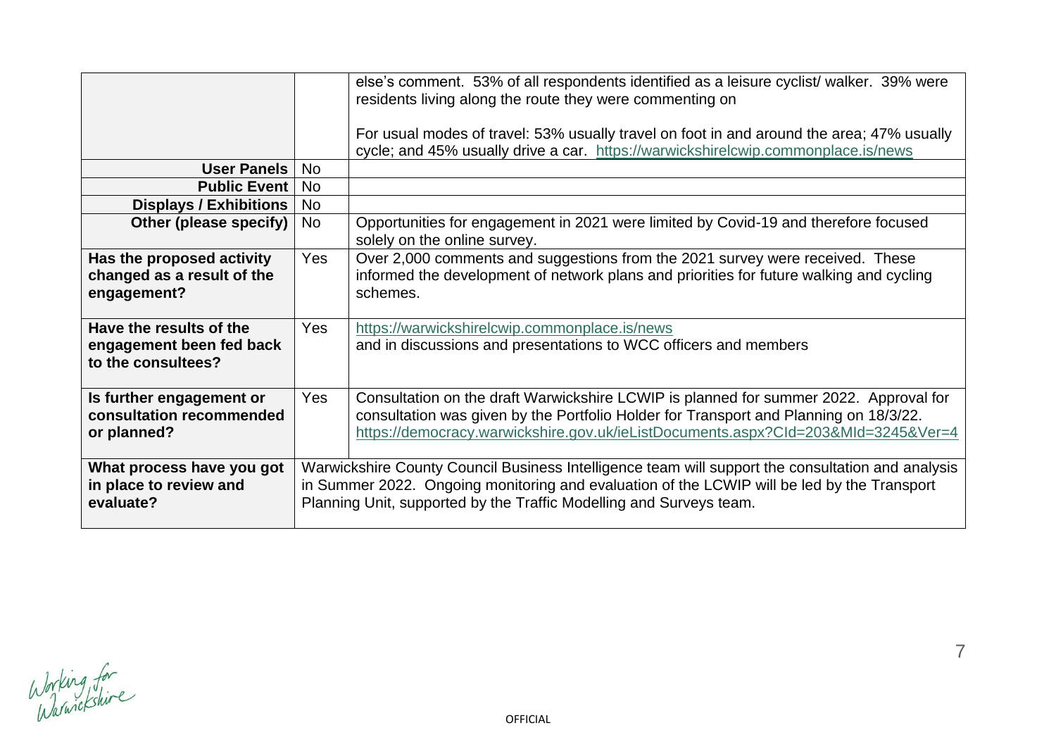| | | |
|---|---|---|
| | | else's comment. 53% of all respondents identified as a leisure cyclist/ walker. 39% were residents living along the route they were commenting on<br><br>For usual modes of travel: 53% usually travel on foot in and around the area; 47% usually cycle; and 45% usually drive a car. https://warwickshirelcwip.commonplace.is/news |
| **User Panels** | No | |
| **Public Event** | No | |
| **Displays / Exhibitions** | No | |
| **Other (please specify)** | No | Opportunities for engagement in 2021 were limited by Covid-19 and therefore focused solely on the online survey. |
| **Has the proposed activity changed as a result of the engagement?** | Yes | Over 2,000 comments and suggestions from the 2021 survey were received. These informed the development of network plans and priorities for future walking and cycling schemes. |
| **Have the results of the engagement been fed back to the consultees?** | Yes | https://warwickshirelcwip.commonplace.is/news<br>and in discussions and presentations to WCC officers and members |
| **Is further engagement or consultation recommended or planned?** | Yes | Consultation on the draft Warwickshire LCWIP is planned for summer 2022. Approval for consultation was given by the Portfolio Holder for Transport and Planning on 18/3/22. https://democracy.warwickshire.gov.uk/ieListDocuments.aspx?CId=203&MId=3245&Ver=4 |
| **What process have you got in place to review and evaluate?** | Warwickshire County Council Business Intelligence team will support the consultation and analysis in Summer 2022. Ongoing monitoring and evaluation of the LCWIP will be led by the Transport Planning Unit, supported by the Traffic Modelling and Surveys team. | |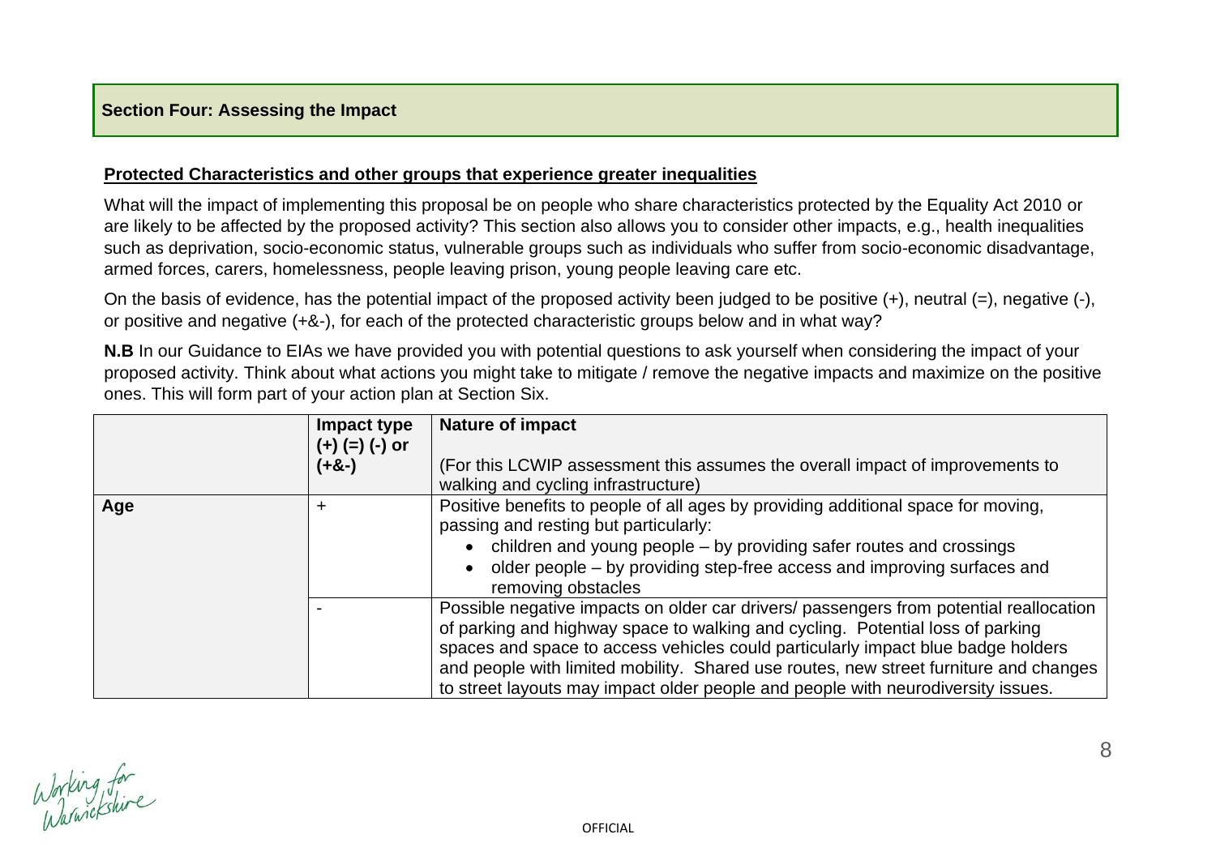## Section Four: Assessing the Impact

**Protected Characteristics and other groups that experience greater inequalities**

What will the impact of implementing this proposal be on people who share characteristics protected by the Equality Act 2010 or are likely to be affected by the proposed activity? This section also allows you to consider other impacts, e.g., health inequalities such as deprivation, socio-economic status, vulnerable groups such as individuals who suffer from socio-economic disadvantage, armed forces, carers, homelessness, people leaving prison, young people leaving care etc.

On the basis of evidence, has the potential impact of the proposed activity been judged to be positive (+), neutral (=), negative (-), or positive and negative (+&-), for each of the protected characteristic groups below and in what way?

**N.B** In our Guidance to EIAs we have provided you with potential questions to ask yourself when considering the impact of your proposed activity. Think about what actions you might take to mitigate / remove the negative impacts and maximize on the positive ones. This will form part of your action plan at Section Six.

| | **Impact type (+) (=) (-) or (+&-)** | **Nature of impact**<br><br>(For this LCWIP assessment this assumes the overall impact of improvements to walking and cycling infrastructure) |
|---|---|---|
| **Age** | + | Positive benefits to people of all ages by providing additional space for moving, passing and resting but particularly:<br>• children and young people – by providing safer routes and crossings<br>• older people – by providing step-free access and improving surfaces and removing obstacles |
| | - | Possible negative impacts on older car drivers/ passengers from potential reallocation of parking and highway space to walking and cycling. Potential loss of parking spaces and space to access vehicles could particularly impact blue badge holders and people with limited mobility. Shared use routes, new street furniture and changes to street layouts may impact older people and people with neurodiversity issues. |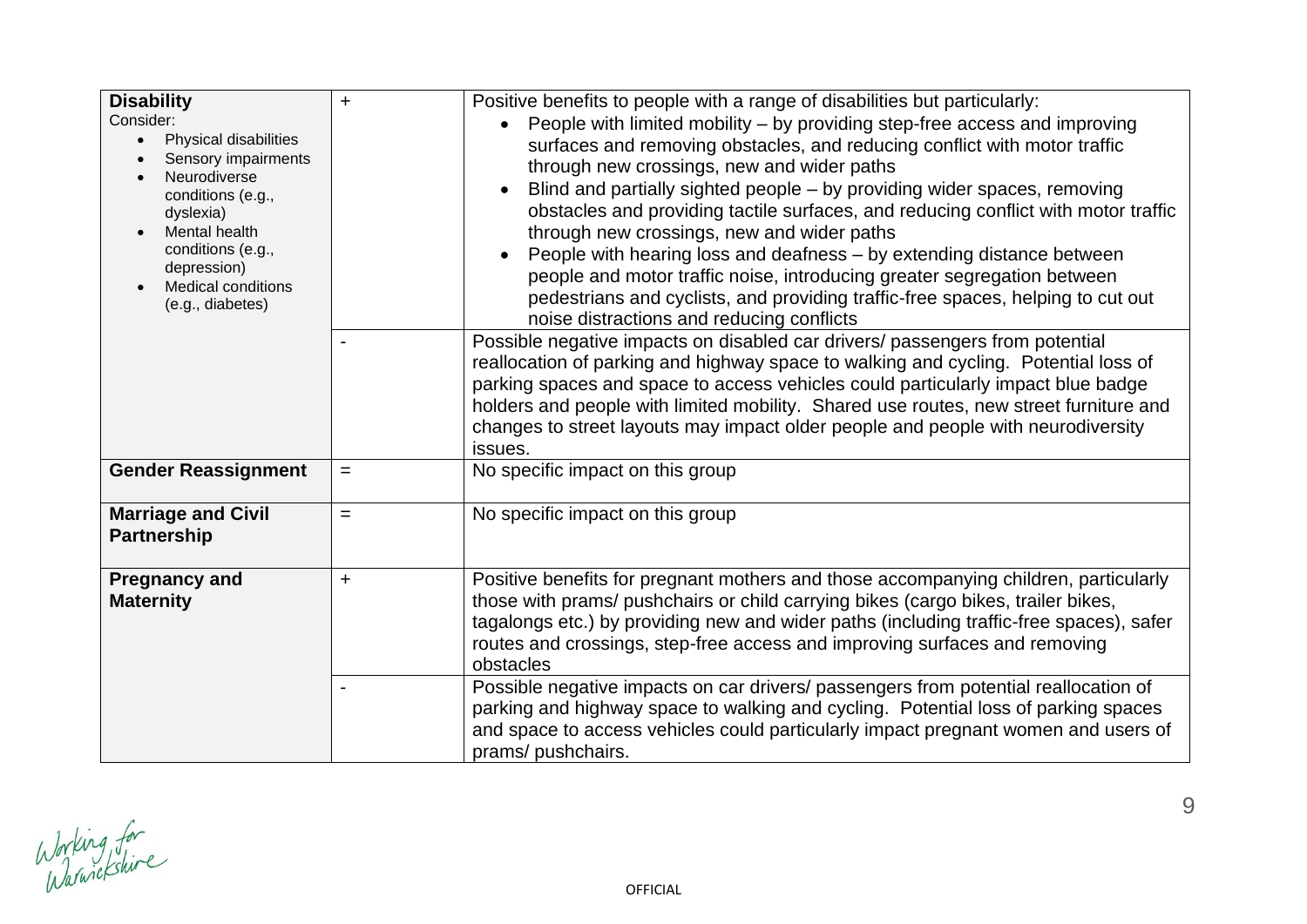| | | |
|---|---|---|
| **Disability**<br>Consider:<br>• Physical disabilities<br>• Sensory impairments<br>• Neurodiverse conditions (e.g., dyslexia)<br>• Mental health conditions (e.g., depression)<br>• Medical conditions (e.g., diabetes) | + | Positive benefits to people with a range of disabilities but particularly:<br>• People with limited mobility – by providing step-free access and improving surfaces and removing obstacles, and reducing conflict with motor traffic through new crossings, new and wider paths<br>• Blind and partially sighted people – by providing wider spaces, removing obstacles and providing tactile surfaces, and reducing conflict with motor traffic through new crossings, new and wider paths<br>• People with hearing loss and deafness – by extending distance between people and motor traffic noise, introducing greater segregation between pedestrians and cyclists, and providing traffic-free spaces, helping to cut out noise distractions and reducing conflicts |
| | - | Possible negative impacts on disabled car drivers/ passengers from potential reallocation of parking and highway space to walking and cycling. Potential loss of parking spaces and space to access vehicles could particularly impact blue badge holders and people with limited mobility. Shared use routes, new street furniture and changes to street layouts may impact older people and people with neurodiversity issues. |
| **Gender Reassignment** | = | No specific impact on this group |
| **Marriage and Civil Partnership** | = | No specific impact on this group |
| **Pregnancy and Maternity** | + | Positive benefits for pregnant mothers and those accompanying children, particularly those with prams/ pushchairs or child carrying bikes (cargo bikes, trailer bikes, tagalongs etc.) by providing new and wider paths (including traffic-free spaces), safer routes and crossings, step-free access and improving surfaces and removing obstacles |
| | - | Possible negative impacts on car drivers/ passengers from potential reallocation of parking and highway space to walking and cycling. Potential loss of parking spaces and space to access vehicles could particularly impact pregnant women and users of prams/ pushchairs. |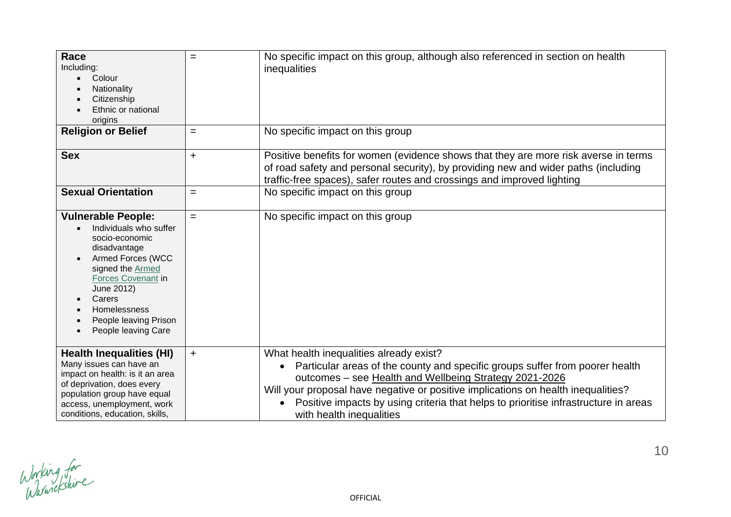| | | |
|---|---|---|
| **Race**<br>Including:<br>• Colour<br>• Nationality<br>• Citizenship<br>• Ethnic or national origins | = | No specific impact on this group, although also referenced in section on health inequalities |
| **Religion or Belief** | = | No specific impact on this group |
| **Sex** | + | Positive benefits for women (evidence shows that they are more risk averse in terms of road safety and personal security), by providing new and wider paths (including traffic-free spaces), safer routes and crossings and improved lighting |
| **Sexual Orientation** | = | No specific impact on this group |
| **Vulnerable People:**<br>• Individuals who suffer socio-economic disadvantage<br>• Armed Forces (WCC signed the Armed Forces Covenant in June 2012)<br>• Carers<br>• Homelessness<br>• People leaving Prison<br>• People leaving Care | = | No specific impact on this group |
| **Health Inequalities (HI)**<br>Many issues can have an impact on health: is it an area of deprivation, does every population group have equal access, unemployment, work conditions, education, skills, | + | What health inequalities already exist?<br>• Particular areas of the county and specific groups suffer from poorer health outcomes – see Health and Wellbeing Strategy 2021-2026<br>Will your proposal have negative or positive implications on health inequalities?<br>• Positive impacts by using criteria that helps to prioritise infrastructure in areas with health inequalities |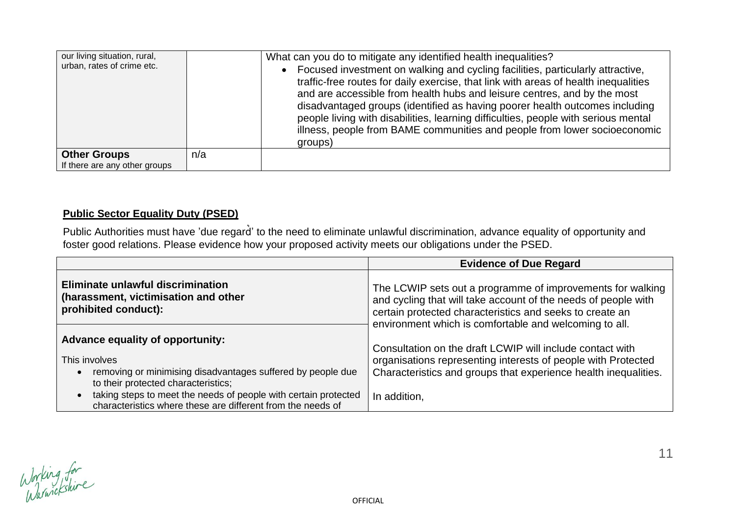| | | |
|---|---|---|
| our living situation, rural, urban, rates of crime etc. | | What can you do to mitigate any identified health inequalities?<br>• Focused investment on walking and cycling facilities, particularly attractive, traffic-free routes for daily exercise, that link with areas of health inequalities and are accessible from health hubs and leisure centres, and by the most disadvantaged groups (identified as having poorer health outcomes including people living with disabilities, learning difficulties, people with serious mental illness, people from BAME communities and people from lower socioeconomic groups) |
| **Other Groups**<br>If there are any other groups | n/a | |

**Public Sector Equality Duty (PSED)**

Public Authorities must have 'due regard' to the need to eliminate unlawful discrimination, advance equality of opportunity and foster good relations. Please evidence how your proposed activity meets our obligations under the PSED.

| | **Evidence of Due Regard** |
|---|---|
| **Eliminate unlawful discrimination (harassment, victimisation and other prohibited conduct):** | The LCWIP sets out a programme of improvements for walking and cycling that will take account of the needs of people with certain protected characteristics and seeks to create an environment which is comfortable and welcoming to all.<br><br>Consultation on the draft LCWIP will include contact with organisations representing interests of people with Protected Characteristics and groups that experience health inequalities.<br><br>In addition, |
| **Advance equality of opportunity:**<br><br>This involves<br>• removing or minimising disadvantages suffered by people due to their protected characteristics;<br>• taking steps to meet the needs of people with certain protected characteristics where these are different from the needs of | |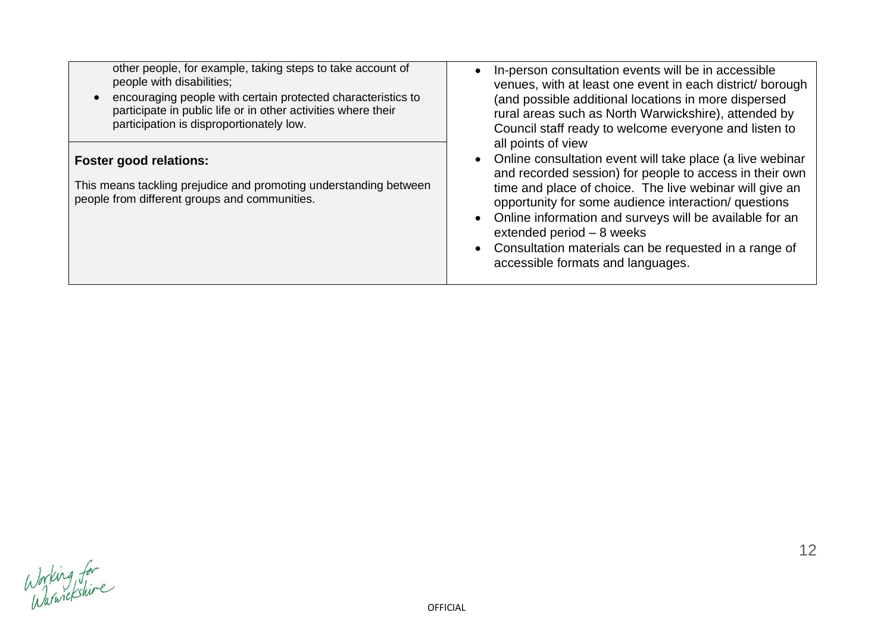| | |
|---|---|
| other people, for example, taking steps to take account of people with disabilities;<br>• encouraging people with certain protected characteristics to participate in public life or in other activities where their participation is disproportionately low. | • In-person consultation events will be in accessible venues, with at least one event in each district/ borough (and possible additional locations in more dispersed rural areas such as North Warwickshire), attended by Council staff ready to welcome everyone and listen to all points of view<br>• Online consultation event will take place (a live webinar and recorded session) for people to access in their own time and place of choice. The live webinar will give an opportunity for some audience interaction/ questions<br>• Online information and surveys will be available for an extended period – 8 weeks<br>• Consultation materials can be requested in a range of accessible formats and languages. |
| **Foster good relations:**<br><br>This means tackling prejudice and promoting understanding between people from different groups and communities. | |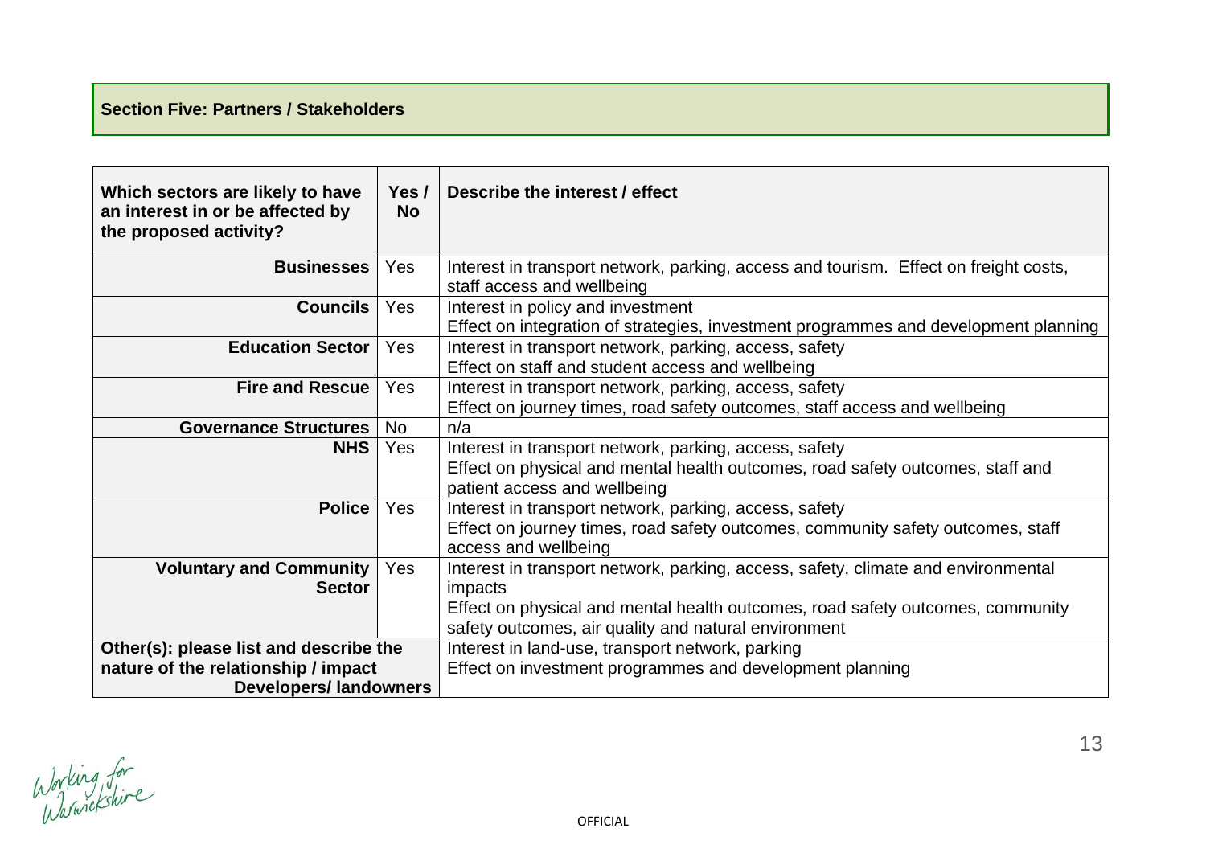## Section Five: Partners / Stakeholders

| Which sectors are likely to have an interest in or be affected by the proposed activity? | Yes / No | Describe the interest / effect |
|---|---|---|
| **Businesses** | Yes | Interest in transport network, parking, access and tourism. Effect on freight costs, staff access and wellbeing |
| **Councils** | Yes | Interest in policy and investment<br>Effect on integration of strategies, investment programmes and development planning |
| **Education Sector** | Yes | Interest in transport network, parking, access, safety<br>Effect on staff and student access and wellbeing |
| **Fire and Rescue** | Yes | Interest in transport network, parking, access, safety<br>Effect on journey times, road safety outcomes, staff access and wellbeing |
| **Governance Structures** | No | n/a |
| **NHS** | Yes | Interest in transport network, parking, access, safety<br>Effect on physical and mental health outcomes, road safety outcomes, staff and patient access and wellbeing |
| **Police** | Yes | Interest in transport network, parking, access, safety<br>Effect on journey times, road safety outcomes, community safety outcomes, staff access and wellbeing |
| **Voluntary and Community Sector** | Yes | Interest in transport network, parking, access, safety, climate and environmental impacts<br>Effect on physical and mental health outcomes, road safety outcomes, community safety outcomes, air quality and natural environment |
| **Other(s): please list and describe the nature of the relationship / impact**<br>**Developers/ landowners** | | Interest in land-use, transport network, parking<br>Effect on investment programmes and development planning |

OFFICIAL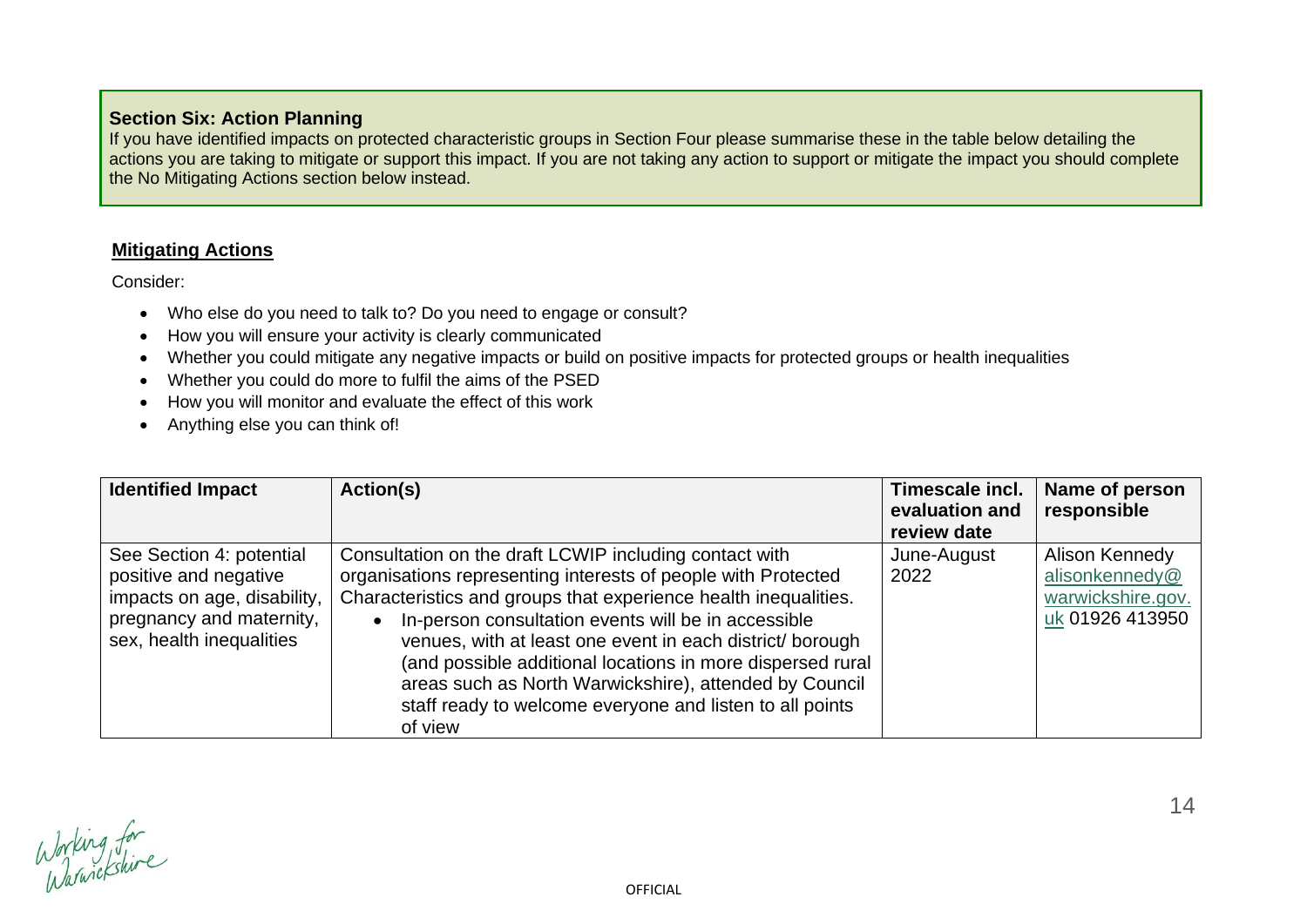**Section Six: Action Planning**

If you have identified impacts on protected characteristic groups in Section Four please summarise these in the table below detailing the actions you are taking to mitigate or support this impact. If you are not taking any action to support or mitigate the impact you should complete the No Mitigating Actions section below instead.

**Mitigating Actions**

Consider:

- Who else do you need to talk to? Do you need to engage or consult?
- How you will ensure your activity is clearly communicated
- Whether you could mitigate any negative impacts or build on positive impacts for protected groups or health inequalities
- Whether you could do more to fulfil the aims of the PSED
- How you will monitor and evaluate the effect of this work
- Anything else you can think of!

| Identified Impact | Action(s) | Timescale incl. evaluation and review date | Name of person responsible |
|---|---|---|---|
| See Section 4: potential positive and negative impacts on age, disability, pregnancy and maternity, sex, health inequalities | Consultation on the draft LCWIP including contact with organisations representing interests of people with Protected Characteristics and groups that experience health inequalities.<br>• In-person consultation events will be in accessible venues, with at least one event in each district/ borough (and possible additional locations in more dispersed rural areas such as North Warwickshire), attended by Council staff ready to welcome everyone and listen to all points of view | June-August 2022 | Alison Kennedy alisonkennedy@warwickshire.gov.uk 01926 413950 |

OFFICIAL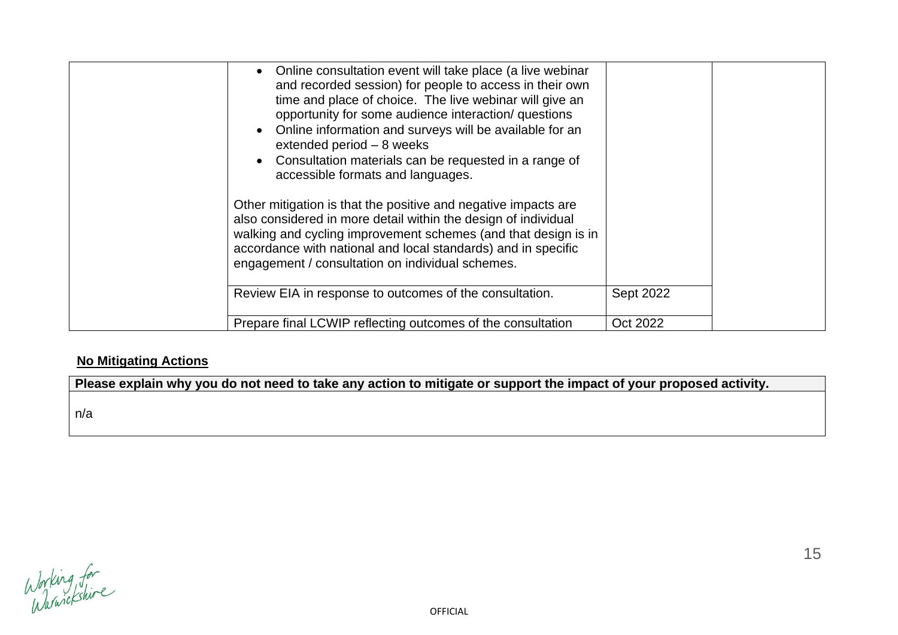| | | | |
|---|---|---|---|
| | • Online consultation event will take place (a live webinar and recorded session) for people to access in their own time and place of choice. The live webinar will give an opportunity for some audience interaction/ questions<br>• Online information and surveys will be available for an extended period – 8 weeks<br>• Consultation materials can be requested in a range of accessible formats and languages.<br><br>Other mitigation is that the positive and negative impacts are also considered in more detail within the design of individual walking and cycling improvement schemes (and that design is in accordance with national and local standards) and in specific engagement / consultation on individual schemes. | | |
| | Review EIA in response to outcomes of the consultation. | Sept 2022 | |
| | Prepare final LCWIP reflecting outcomes of the consultation | Oct 2022 | |

**No Mitigating Actions**

| **Please explain why you do not need to take any action to mitigate or support the impact of your proposed activity.** |
|---|
| n/a |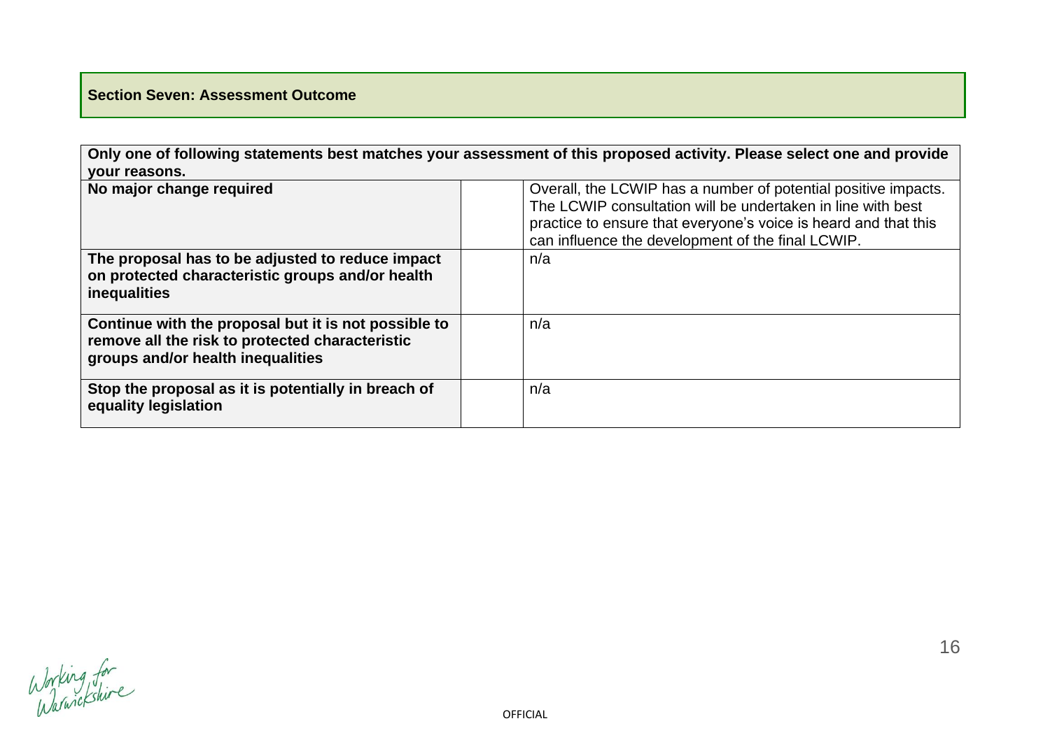## Section Seven: Assessment Outcome

| Only one of following statements best matches your assessment of this proposed activity. Please select one and provide your reasons. | | |
|---|---|---|
| **No major change required** | | Overall, the LCWIP has a number of potential positive impacts. The LCWIP consultation will be undertaken in line with best practice to ensure that everyone's voice is heard and that this can influence the development of the final LCWIP. |
| **The proposal has to be adjusted to reduce impact on protected characteristic groups and/or health inequalities** | | n/a |
| **Continue with the proposal but it is not possible to remove all the risk to protected characteristic groups and/or health inequalities** | | n/a |
| **Stop the proposal as it is potentially in breach of equality legislation** | | n/a |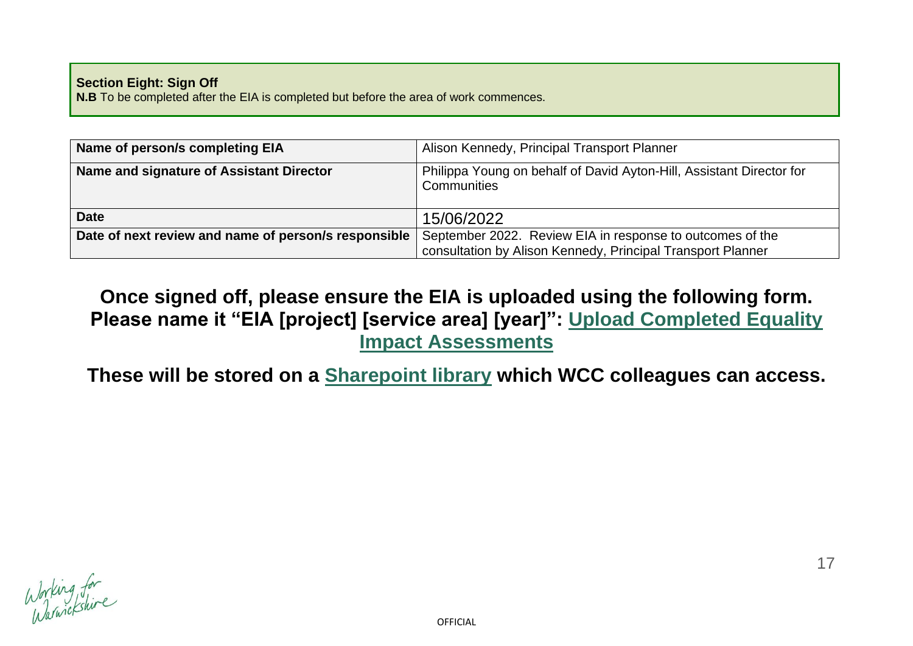**Section Eight: Sign Off**

**N.B** To be completed after the EIA is completed but before the area of work commences.

| | |
|---|---|
| **Name of person/s completing EIA** | Alison Kennedy, Principal Transport Planner |
| **Name and signature of Assistant Director** | Philippa Young on behalf of David Ayton-Hill, Assistant Director for Communities |
| **Date** | 15/06/2022 |
| **Date of next review and name of person/s responsible** | September 2022. Review EIA in response to outcomes of the consultation by Alison Kennedy, Principal Transport Planner |

**Once signed off, please ensure the EIA is uploaded using the following form. Please name it "EIA [project] [service area] [year]": Upload Completed Equality Impact Assessments**

**These will be stored on a Sharepoint library which WCC colleagues can access.**